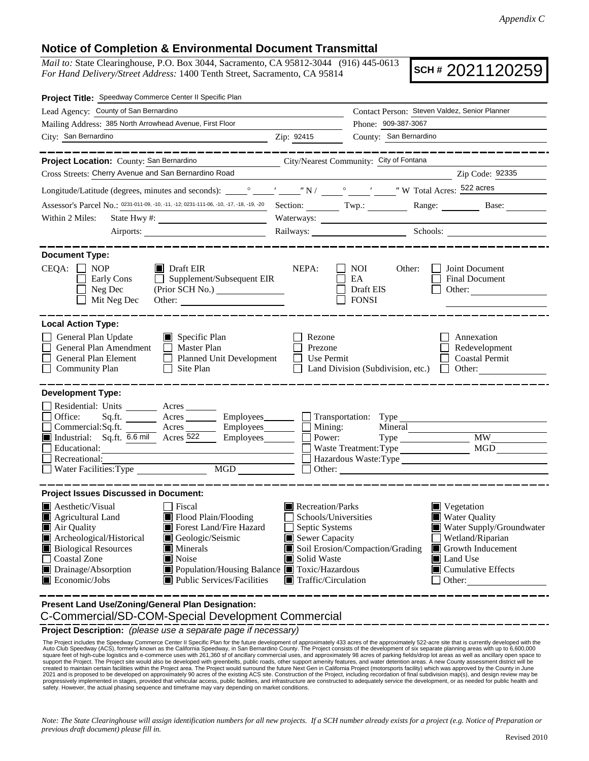*Appendix C*

# Notice of Completion & Environmental Document Transmittal

*Mail to:* State Clearinghouse, P.O. Box 3044, Sacramento, CA 95812-3044 (916) 445-0613
*For Hand Delivery/Street Address:* 1400 Tenth Street, Sacramento, CA 95814

**SCH #** 2021120259

**Project Title:** Speedway Commerce Center II Specific Plan

Lead Agency: County of San Bernardino
Contact Person: Steven Valdez, Senior Planner
Mailing Address: 385 North Arrowhead Avenue, First Floor
Phone: 909-387-3067
City: San Bernardino Zip: 92415
County: San Bernardino

---

**Project Location:** County: San Bernardino City/Nearest Community: City of Fontana
Cross Streets: Cherry Avenue and San Bernardino Road Zip Code: 92335
Longitude/Latitude (degrees, minutes and seconds): ___° ___′ ___″ N / ___° ___′ ___″ W Total Acres: 522 acres
Assessor's Parcel No.: 0231-011-09, -10, -11, -12; 0231-111-06, -10, -17, -18, -19, -20 Section: ___ Twp.: ___ Range: ___ Base: ___
Within 2 Miles: State Hwy #: ___ Waterways: ___
Airports: ___ Railways: ___ Schools: ___

---

**Document Type:**

CEQA: ☐ NOP ☐ Early Cons ☐ Neg Dec ☐ Mit Neg Dec ☒ Draft EIR ☐ Supplement/Subsequent EIR (Prior SCH No.) ___ Other: ___

NEPA: ☐ NOI ☐ EA ☐ Draft EIS ☐ FONSI

Other: ☐ Joint Document ☐ Final Document ☐ Other: ___

---

**Local Action Type:**

☐ General Plan Update ☐ General Plan Amendment ☐ General Plan Element ☐ Community Plan
☒ Specific Plan ☐ Master Plan ☐ Planned Unit Development ☐ Site Plan
☐ Rezone ☐ Prezone ☐ Use Permit ☐ Land Division (Subdivision, etc.)
☐ Annexation ☐ Redevelopment ☐ Coastal Permit ☐ Other: ___

---

**Development Type:**

☐ Residential: Units ___ Acres ___
☐ Office: Sq.ft. ___ Acres ___ Employees ___
☐ Commercial: Sq.ft. ___ Acres ___ Employees ___
☒ Industrial: Sq.ft. 6.6 mil Acres 522 Employees ___
☐ Educational: ___
☐ Recreational: ___
☐ Water Facilities: Type ___ MGD ___
☐ Transportation: Type ___
☐ Mining: Mineral ___
☐ Power: Type ___ MW ___
☐ Waste Treatment: Type ___ MGD ___
☐ Hazardous Waste: Type ___
☐ Other: ___

---

**Project Issues Discussed in Document:**

☒ Aesthetic/Visual
☒ Agricultural Land
☒ Air Quality
☒ Archeological/Historical
☒ Biological Resources
☐ Coastal Zone
☒ Drainage/Absorption
☒ Economic/Jobs
☐ Fiscal
☒ Flood Plain/Flooding
☒ Forest Land/Fire Hazard
☒ Geologic/Seismic
☒ Minerals
☒ Noise
☒ Population/Housing Balance
☒ Public Services/Facilities
☒ Recreation/Parks
☐ Schools/Universities
☐ Septic Systems
☒ Sewer Capacity
☒ Soil Erosion/Compaction/Grading
☒ Solid Waste
☒ Toxic/Hazardous
☒ Traffic/Circulation
☒ Vegetation
☒ Water Quality
☒ Water Supply/Groundwater
☐ Wetland/Riparian
☒ Growth Inducement
☒ Land Use
☒ Cumulative Effects
☐ Other: ___

---

**Present Land Use/Zoning/General Plan Designation:**

C-Commercial/SD-COM-Special Development Commercial

**Project Description:** *(please use a separate page if necessary)*

The Project includes the Speedway Commerce Center II Specific Plan for the future development of approximately 433 acres of the approximately 522-acre site that is currently developed with the Auto Club Speedway (ACS), formerly known as the California Speedway, in San Bernardino County. The Project consists of the development of six separate planning areas with up to 6,600,000 square feet of high-cube logistics and e-commerce uses with 261,360 sf of ancillary commercial uses, and approximately 98 acres of parking fields/drop lot areas as well as ancillary open space to support the Project. The Project site would also be developed with greenbelts, public roads, other support amenity features, and water detention areas. A new County assessment district will be created to maintain certain facilities within the Project area. The Project would surround the future Next Gen in California Project (motorsports facility) which was approved by the County in June 2021 and is proposed to be developed on approximately 90 acres of the existing ACS site. Construction of the Project, including recordation of final subdivision map(s), and design review may be progressively implemented in stages, provided that vehicular access, public facilities, and infrastructure are constructed to adequately service the development, or as needed for public health and safety. However, the actual phasing sequence and timeframe may vary depending on market conditions.

*Note: The State Clearinghouse will assign identification numbers for all new projects. If a SCH number already exists for a project (e.g. Notice of Preparation or previous draft document) please fill in.*

Revised 2010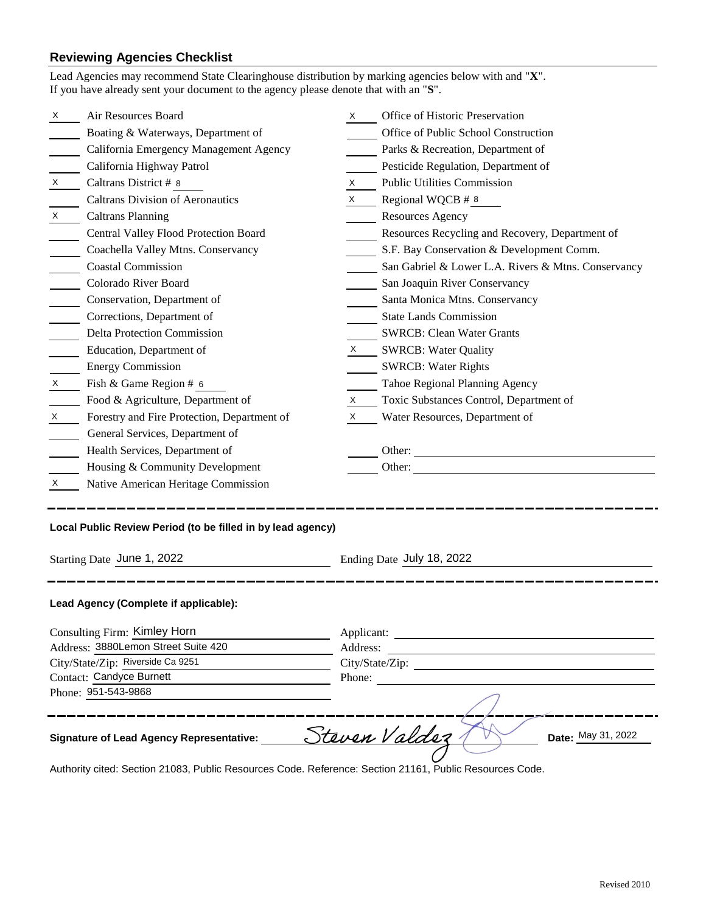## Reviewing Agencies Checklist

Lead Agencies may recommend State Clearinghouse distribution by marking agencies below with and "**X**".
If you have already sent your document to the agency please denote that with an "**S**".

| | | | |
|---|---|---|---|
| X | Air Resources Board | X | Office of Historic Preservation |
| | Boating & Waterways, Department of | | Office of Public School Construction |
| | California Emergency Management Agency | | Parks & Recreation, Department of |
| | California Highway Patrol | | Pesticide Regulation, Department of |
| X | Caltrans District # 8 | X | Public Utilities Commission |
| | Caltrans Division of Aeronautics | X | Regional WQCB # 8 |
| X | Caltrans Planning | | Resources Agency |
| | Central Valley Flood Protection Board | | Resources Recycling and Recovery, Department of |
| | Coachella Valley Mtns. Conservancy | | S.F. Bay Conservation & Development Comm. |
| | Coastal Commission | | San Gabriel & Lower L.A. Rivers & Mtns. Conservancy |
| | Colorado River Board | | San Joaquin River Conservancy |
| | Conservation, Department of | | Santa Monica Mtns. Conservancy |
| | Corrections, Department of | | State Lands Commission |
| | Delta Protection Commission | | SWRCB: Clean Water Grants |
| | Education, Department of | X | SWRCB: Water Quality |
| | Energy Commission | | SWRCB: Water Rights |
| X | Fish & Game Region # 6 | | Tahoe Regional Planning Agency |
| | Food & Agriculture, Department of | X | Toxic Substances Control, Department of |
| X | Forestry and Fire Protection, Department of | X | Water Resources, Department of |
| | General Services, Department of | | |
| | Health Services, Department of | | Other: |
| | Housing & Community Development | | Other: |
| X | Native American Heritage Commission | | |

---

**Local Public Review Period (to be filled in by lead agency)**

Starting Date June 1, 2022 &nbsp;&nbsp;&nbsp;&nbsp; Ending Date July 18, 2022

---

**Lead Agency (Complete if applicable):**

| | |
|---|---|
| Consulting Firm: Kimley Horn | Applicant: |
| Address: 3880Lemon Street Suite 420 | Address: |
| City/State/Zip: Riverside Ca 9251 | City/State/Zip: |
| Contact: Candyce Burnett | Phone: |
| Phone: 951-543-9868 | |

---

**Signature of Lead Agency Representative:** Steven Valdez &nbsp;&nbsp;&nbsp;&nbsp; **Date:** May 31, 2022

Authority cited: Section 21083, Public Resources Code. Reference: Section 21161, Public Resources Code.

Revised 2010